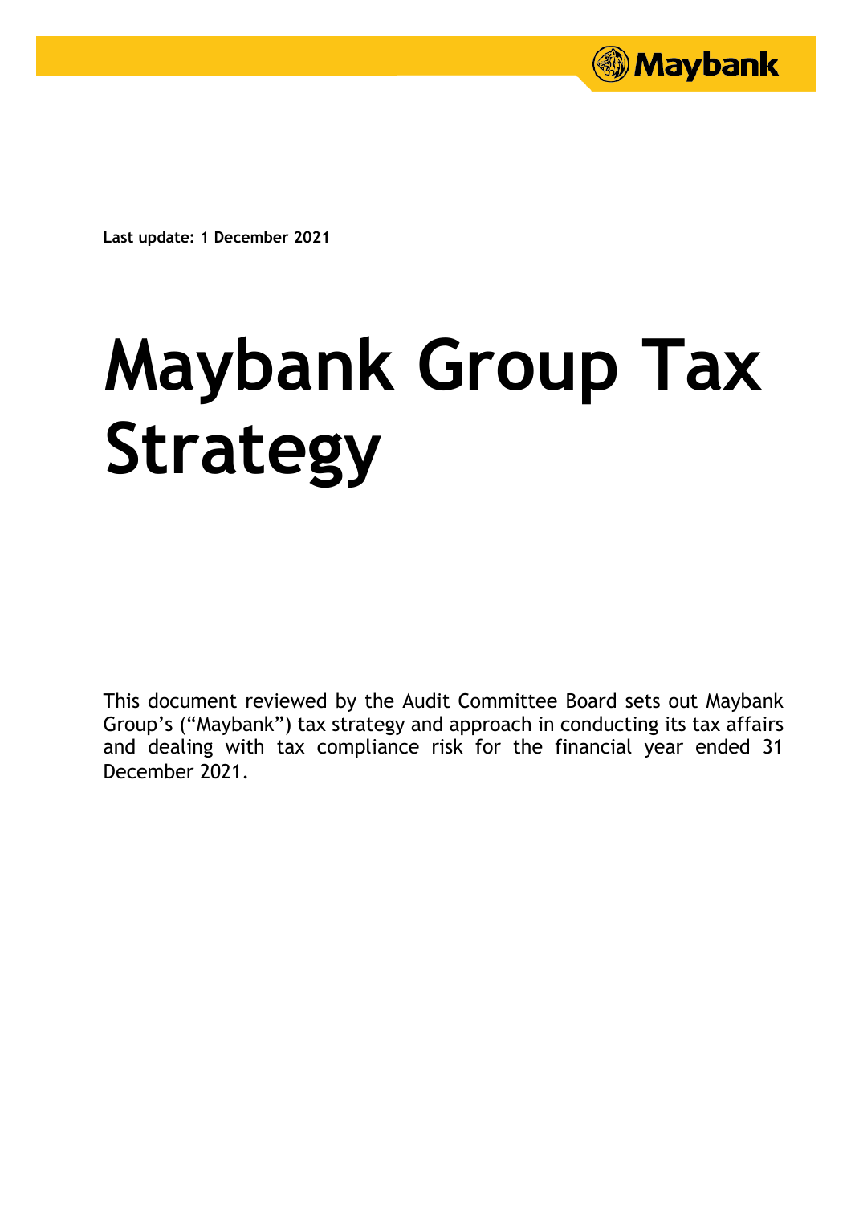**Last update: 1 December 2021**

# Maybank Group Tax Strategy

This document reviewed by the Audit Committee Board sets out Maybank Group's ("Maybank") tax strategy and approach in conducting its tax affairs and dealing with tax compliance risk for the financial year ended 31 December 2021.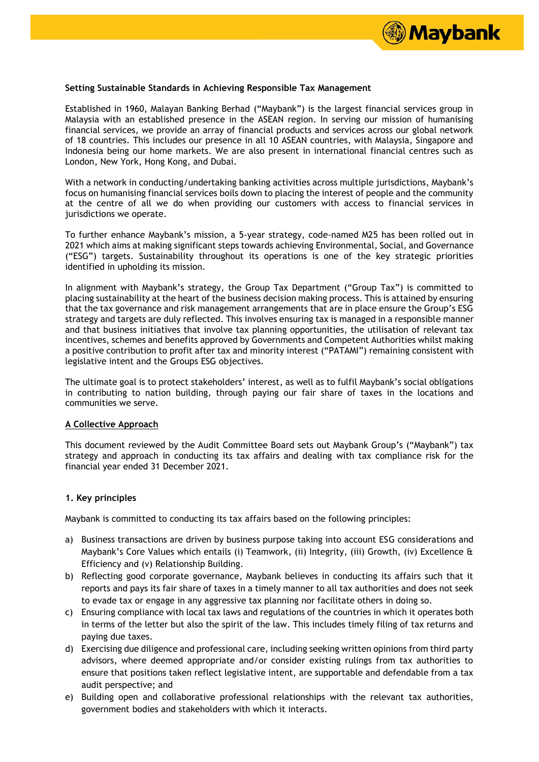**Setting Sustainable Standards in Achieving Responsible Tax Management**

Established in 1960, Malayan Banking Berhad ("Maybank") is the largest financial services group in Malaysia with an established presence in the ASEAN region. In serving our mission of humanising financial services, we provide an array of financial products and services across our global network of 18 countries. This includes our presence in all 10 ASEAN countries, with Malaysia, Singapore and Indonesia being our home markets. We are also present in international financial centres such as London, New York, Hong Kong, and Dubai.

With a network in conducting/undertaking banking activities across multiple jurisdictions, Maybank's focus on humanising financial services boils down to placing the interest of people and the community at the centre of all we do when providing our customers with access to financial services in jurisdictions we operate.

To further enhance Maybank's mission, a 5-year strategy, code-named M25 has been rolled out in 2021 which aims at making significant steps towards achieving Environmental, Social, and Governance ("ESG") targets. Sustainability throughout its operations is one of the key strategic priorities identified in upholding its mission.

In alignment with Maybank's strategy, the Group Tax Department ("Group Tax") is committed to placing sustainability at the heart of the business decision making process. This is attained by ensuring that the tax governance and risk management arrangements that are in place ensure the Group's ESG strategy and targets are duly reflected. This involves ensuring tax is managed in a responsible manner and that business initiatives that involve tax planning opportunities, the utilisation of relevant tax incentives, schemes and benefits approved by Governments and Competent Authorities whilst making a positive contribution to profit after tax and minority interest ("PATAMI") remaining consistent with legislative intent and the Groups ESG objectives.

The ultimate goal is to protect stakeholders' interest, as well as to fulfil Maybank's social obligations in contributing to nation building, through paying our fair share of taxes in the locations and communities we serve.

**A Collective Approach**

This document reviewed by the Audit Committee Board sets out Maybank Group's ("Maybank") tax strategy and approach in conducting its tax affairs and dealing with tax compliance risk for the financial year ended 31 December 2021.

**1. Key principles**

Maybank is committed to conducting its tax affairs based on the following principles:

a) Business transactions are driven by business purpose taking into account ESG considerations and Maybank's Core Values which entails (i) Teamwork, (ii) Integrity, (iii) Growth, (iv) Excellence & Efficiency and (v) Relationship Building.
b) Reflecting good corporate governance, Maybank believes in conducting its affairs such that it reports and pays its fair share of taxes in a timely manner to all tax authorities and does not seek to evade tax or engage in any aggressive tax planning nor facilitate others in doing so.
c) Ensuring compliance with local tax laws and regulations of the countries in which it operates both in terms of the letter but also the spirit of the law. This includes timely filing of tax returns and paying due taxes.
d) Exercising due diligence and professional care, including seeking written opinions from third party advisors, where deemed appropriate and/or consider existing rulings from tax authorities to ensure that positions taken reflect legislative intent, are supportable and defendable from a tax audit perspective; and
e) Building open and collaborative professional relationships with the relevant tax authorities, government bodies and stakeholders with which it interacts.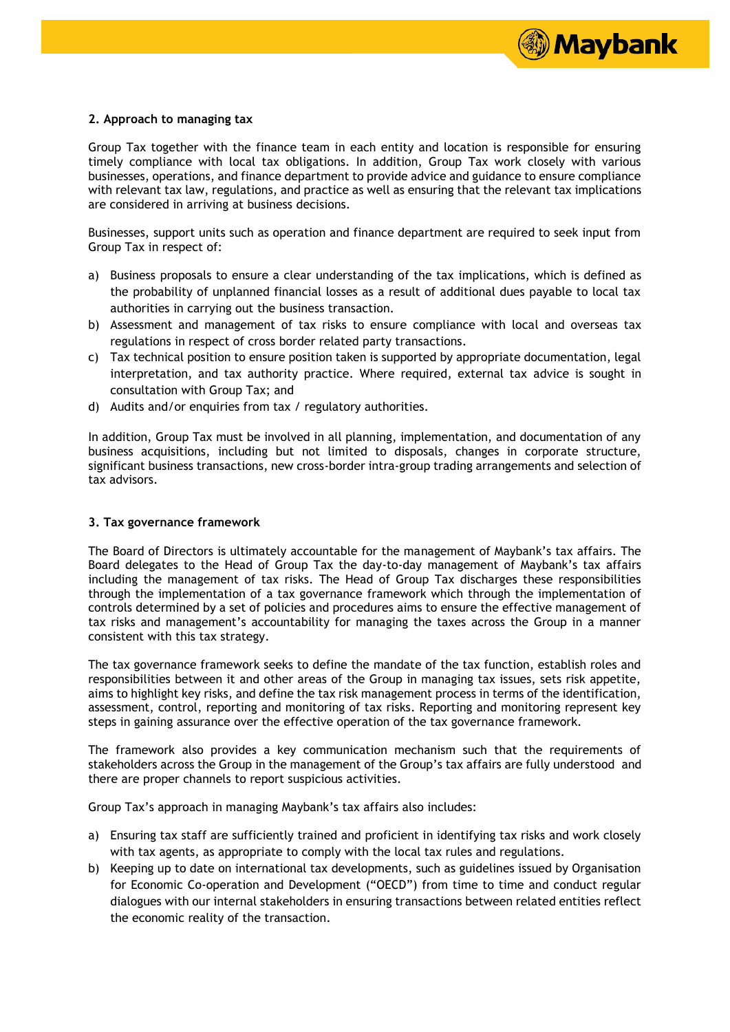## 2. Approach to managing tax

Group Tax together with the finance team in each entity and location is responsible for ensuring timely compliance with local tax obligations. In addition, Group Tax work closely with various businesses, operations, and finance department to provide advice and guidance to ensure compliance with relevant tax law, regulations, and practice as well as ensuring that the relevant tax implications are considered in arriving at business decisions.

Businesses, support units such as operation and finance department are required to seek input from Group Tax in respect of:

a) Business proposals to ensure a clear understanding of the tax implications, which is defined as the probability of unplanned financial losses as a result of additional dues payable to local tax authorities in carrying out the business transaction.
b) Assessment and management of tax risks to ensure compliance with local and overseas tax regulations in respect of cross border related party transactions.
c) Tax technical position to ensure position taken is supported by appropriate documentation, legal interpretation, and tax authority practice. Where required, external tax advice is sought in consultation with Group Tax; and
d) Audits and/or enquiries from tax / regulatory authorities.

In addition, Group Tax must be involved in all planning, implementation, and documentation of any business acquisitions, including but not limited to disposals, changes in corporate structure, significant business transactions, new cross-border intra-group trading arrangements and selection of tax advisors.

## 3. Tax governance framework

The Board of Directors is ultimately accountable for the management of Maybank's tax affairs. The Board delegates to the Head of Group Tax the day-to-day management of Maybank's tax affairs including the management of tax risks. The Head of Group Tax discharges these responsibilities through the implementation of a tax governance framework which through the implementation of controls determined by a set of policies and procedures aims to ensure the effective management of tax risks and management's accountability for managing the taxes across the Group in a manner consistent with this tax strategy.

The tax governance framework seeks to define the mandate of the tax function, establish roles and responsibilities between it and other areas of the Group in managing tax issues, sets risk appetite, aims to highlight key risks, and define the tax risk management process in terms of the identification, assessment, control, reporting and monitoring of tax risks. Reporting and monitoring represent key steps in gaining assurance over the effective operation of the tax governance framework.

The framework also provides a key communication mechanism such that the requirements of stakeholders across the Group in the management of the Group's tax affairs are fully understood and there are proper channels to report suspicious activities.

Group Tax's approach in managing Maybank's tax affairs also includes:

a) Ensuring tax staff are sufficiently trained and proficient in identifying tax risks and work closely with tax agents, as appropriate to comply with the local tax rules and regulations.
b) Keeping up to date on international tax developments, such as guidelines issued by Organisation for Economic Co-operation and Development ("OECD") from time to time and conduct regular dialogues with our internal stakeholders in ensuring transactions between related entities reflect the economic reality of the transaction.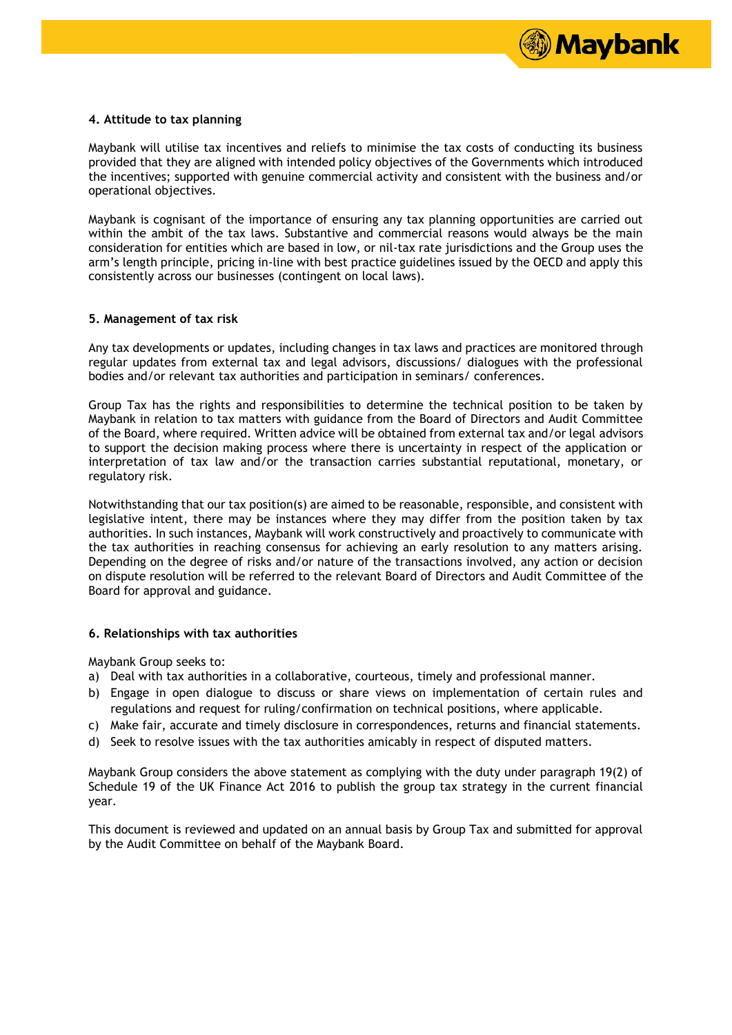## 4. Attitude to tax planning

Maybank will utilise tax incentives and reliefs to minimise the tax costs of conducting its business provided that they are aligned with intended policy objectives of the Governments which introduced the incentives; supported with genuine commercial activity and consistent with the business and/or operational objectives.

Maybank is cognisant of the importance of ensuring any tax planning opportunities are carried out within the ambit of the tax laws. Substantive and commercial reasons would always be the main consideration for entities which are based in low, or nil-tax rate jurisdictions and the Group uses the arm's length principle, pricing in-line with best practice guidelines issued by the OECD and apply this consistently across our businesses (contingent on local laws).

## 5. Management of tax risk

Any tax developments or updates, including changes in tax laws and practices are monitored through regular updates from external tax and legal advisors, discussions/ dialogues with the professional bodies and/or relevant tax authorities and participation in seminars/ conferences.

Group Tax has the rights and responsibilities to determine the technical position to be taken by Maybank in relation to tax matters with guidance from the Board of Directors and Audit Committee of the Board, where required. Written advice will be obtained from external tax and/or legal advisors to support the decision making process where there is uncertainty in respect of the application or interpretation of tax law and/or the transaction carries substantial reputational, monetary, or regulatory risk.

Notwithstanding that our tax position(s) are aimed to be reasonable, responsible, and consistent with legislative intent, there may be instances where they may differ from the position taken by tax authorities. In such instances, Maybank will work constructively and proactively to communicate with the tax authorities in reaching consensus for achieving an early resolution to any matters arising. Depending on the degree of risks and/or nature of the transactions involved, any action or decision on dispute resolution will be referred to the relevant Board of Directors and Audit Committee of the Board for approval and guidance.

## 6. Relationships with tax authorities

Maybank Group seeks to:

a) Deal with tax authorities in a collaborative, courteous, timely and professional manner.
b) Engage in open dialogue to discuss or share views on implementation of certain rules and regulations and request for ruling/confirmation on technical positions, where applicable.
c) Make fair, accurate and timely disclosure in correspondences, returns and financial statements.
d) Seek to resolve issues with the tax authorities amicably in respect of disputed matters.

Maybank Group considers the above statement as complying with the duty under paragraph 19(2) of Schedule 19 of the UK Finance Act 2016 to publish the group tax strategy in the current financial year.

This document is reviewed and updated on an annual basis by Group Tax and submitted for approval by the Audit Committee on behalf of the Maybank Board.